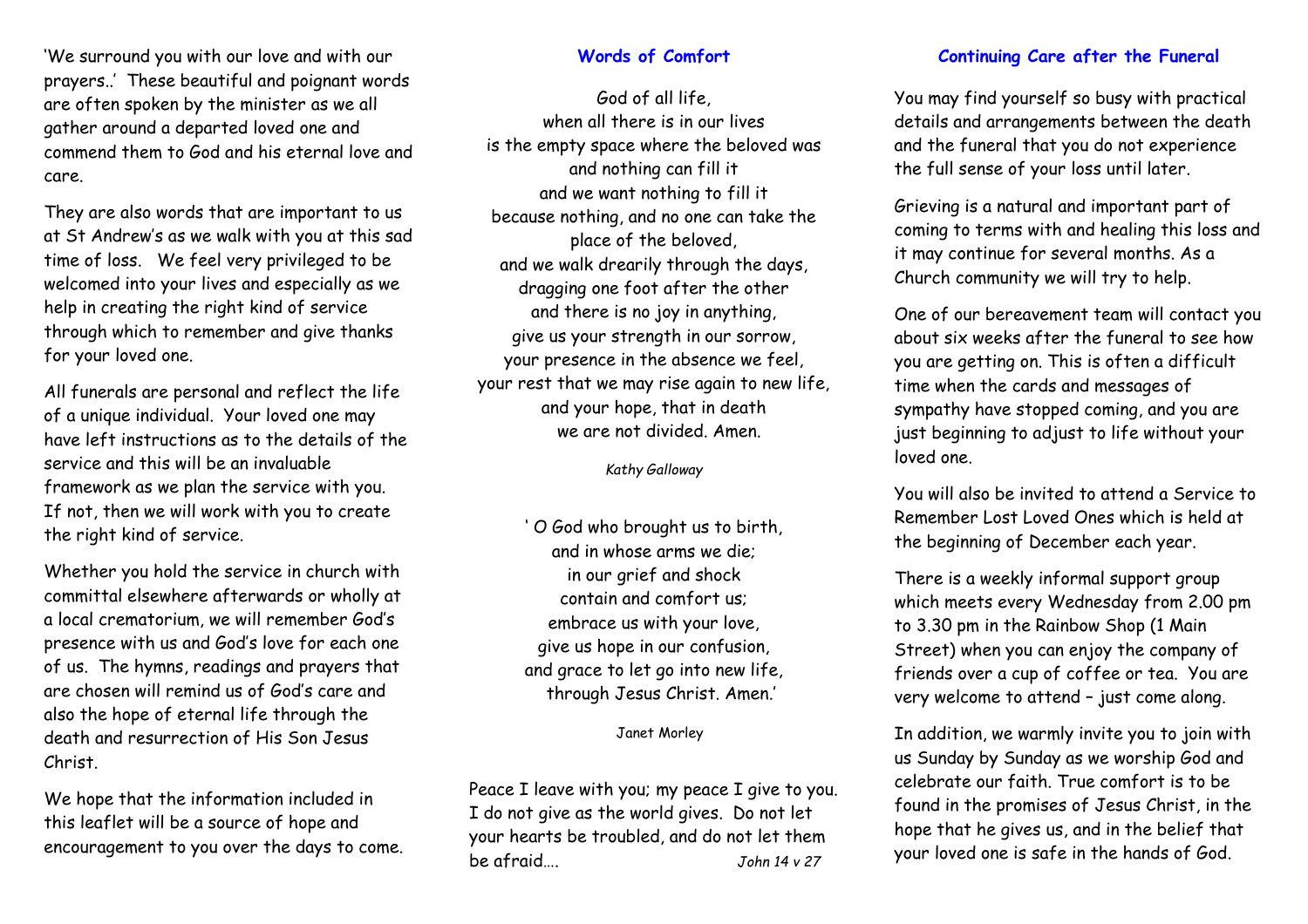'We surround you with our love and with our prayers..' These beautiful and poignant words are often spoken by the minister as we all gather around a departed loved one and commend them to God and his eternal love and care.

They are also words that are important to us at St Andrew's as we walk with you at this sad time of loss. We feel very privileged to be welcomed into your lives and especially as we help in creating the right kind of service through which to remember and give thanks for your loved one.

All funerals are personal and reflect the life of a unique individual. Your loved one may have left instructions as to the details of the service and this will be an invaluable framework as we plan the service with you. If not, then we will work with you to create the right kind of service.

Whether you hold the service in church with committal elsewhere afterwards or wholly at a local crematorium, we will remember God's presence with us and God's love for each one of us. The hymns, readings and prayers that are chosen will remind us of God's care and also the hope of eternal life through the death and resurrection of His Son Jesus Christ.

We hope that the information included in this leaflet will be a source of hope and encouragement to you over the days to come.

## Words of Comfort

God of all life,
when all there is in our lives
is the empty space where the beloved was
and nothing can fill it
and we want nothing to fill it
because nothing, and no one can take the place of the beloved,
and we walk drearily through the days,
dragging one foot after the other
and there is no joy in anything,
give us your strength in our sorrow,
your presence in the absence we feel,
your rest that we may rise again to new life,
and your hope, that in death
we are not divided. Amen.

*Kathy Galloway*

' O God who brought us to birth,
and in whose arms we die;
in our grief and shock
contain and comfort us;
embrace us with your love,
give us hope in our confusion,
and grace to let go into new life,
through Jesus Christ. Amen.'

Janet Morley

Peace I leave with you; my peace I give to you. I do not give as the world gives. Do not let your hearts be troubled, and do not let them be afraid…. *John 14 v 27*

## Continuing Care after the Funeral

You may find yourself so busy with practical details and arrangements between the death and the funeral that you do not experience the full sense of your loss until later.

Grieving is a natural and important part of coming to terms with and healing this loss and it may continue for several months. As a Church community we will try to help.

One of our bereavement team will contact you about six weeks after the funeral to see how you are getting on. This is often a difficult time when the cards and messages of sympathy have stopped coming, and you are just beginning to adjust to life without your loved one.

You will also be invited to attend a Service to Remember Lost Loved Ones which is held at the beginning of December each year.

There is a weekly informal support group which meets every Wednesday from 2.00 pm to 3.30 pm in the Rainbow Shop (1 Main Street) when you can enjoy the company of friends over a cup of coffee or tea. You are very welcome to attend – just come along.

In addition, we warmly invite you to join with us Sunday by Sunday as we worship God and celebrate our faith. True comfort is to be found in the promises of Jesus Christ, in the hope that he gives us, and in the belief that your loved one is safe in the hands of God.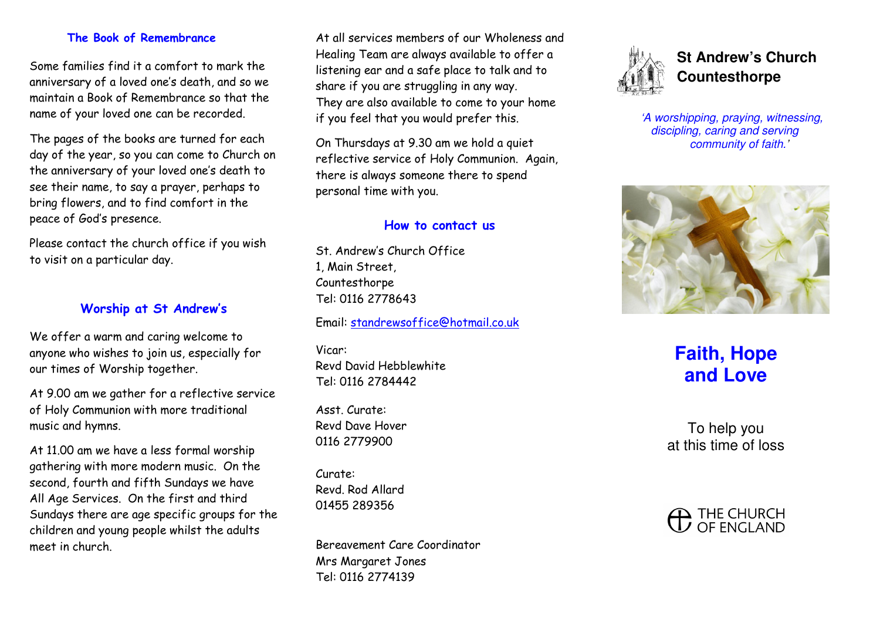## The Book of Remembrance

Some families find it a comfort to mark the anniversary of a loved one's death, and so we maintain a Book of Remembrance so that the name of your loved one can be recorded.

The pages of the books are turned for each day of the year, so you can come to Church on the anniversary of your loved one's death to see their name, to say a prayer, perhaps to bring flowers, and to find comfort in the peace of God's presence.

Please contact the church office if you wish to visit on a particular day.

## Worship at St Andrew's

We offer a warm and caring welcome to anyone who wishes to join us, especially for our times of Worship together.

At 9.00 am we gather for a reflective service of Holy Communion with more traditional music and hymns.

At 11.00 am we have a less formal worship gathering with more modern music. On the second, fourth and fifth Sundays we have All Age Services. On the first and third Sundays there are age specific groups for the children and young people whilst the adults meet in church.

At all services members of our Wholeness and Healing Team are always available to offer a listening ear and a safe place to talk and to share if you are struggling in any way. They are also available to come to your home if you feel that you would prefer this.

On Thursdays at 9.30 am we hold a quiet reflective service of Holy Communion. Again, there is always someone there to spend personal time with you.

## How to contact us

St. Andrew's Church Office
1, Main Street,
Countesthorpe
Tel: 0116 2778643

Email: standrewsoffice@hotmail.co.uk

Vicar:
Revd David Hebblewhite
Tel: 0116 2784442

Asst. Curate:
Revd Dave Hover
0116 2779900

Curate:
Revd. Rod Allard
01455 289356

Bereavement Care Coordinator
Mrs Margaret Jones
Tel: 0116 2774139

# St Andrew's Church Countesthorpe

*'A worshipping, praying, witnessing, discipling, caring and serving community of faith.'*

# Faith, Hope and Love

To help you at this time of loss

THE CHURCH OF ENGLAND